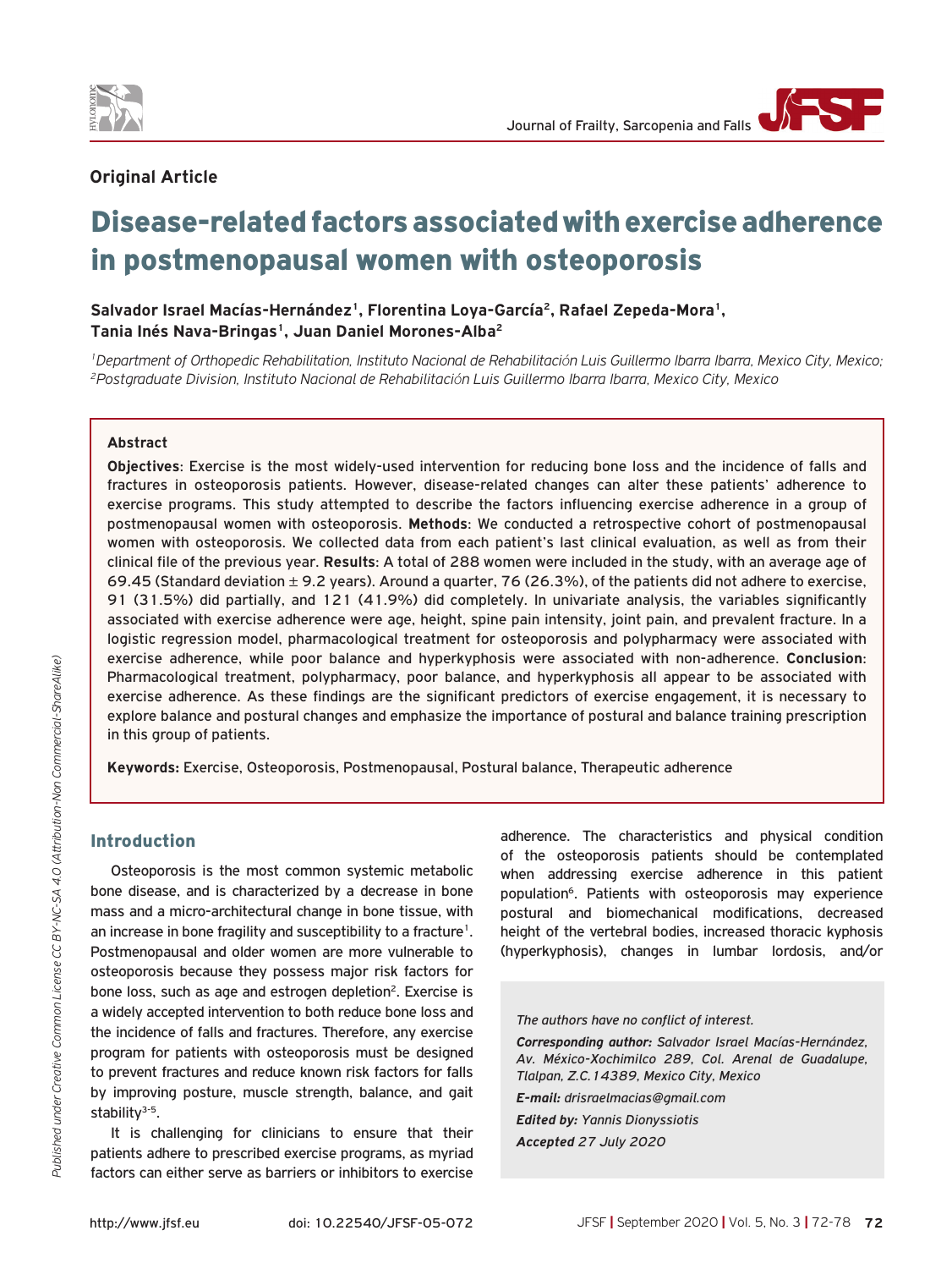**Original Article**

# Disease-related factors associated with exercise adherence in postmenopausal women with osteoporosis

**Salvador Israel Macías-Hernández[1], Florentina Loya-García[2], Rafael Zepeda-Mora[1], Tania Inés Nava-Bringas[1], Juan Daniel Morones-Alba[2]**

*[1]Department of Orthopedic Rehabilitation, Instituto Nacional de Rehabilitación Luis Guillermo Ibarra Ibarra, Mexico City, Mexico; [2]Postgraduate Division, Instituto Nacional de Rehabilitación Luis Guillermo Ibarra Ibarra, Mexico City, Mexico*

### Abstract

**Objectives**: Exercise is the most widely-used intervention for reducing bone loss and the incidence of falls and fractures in osteoporosis patients. However, disease-related changes can alter these patients' adherence to exercise programs. This study attempted to describe the factors influencing exercise adherence in a group of postmenopausal women with osteoporosis. **Methods**: We conducted a retrospective cohort of postmenopausal women with osteoporosis. We collected data from each patient's last clinical evaluation, as well as from their clinical file of the previous year. **Results**: A total of 288 women were included in the study, with an average age of 69.45 (Standard deviation ± 9.2 years). Around a quarter, 76 (26.3%), of the patients did not adhere to exercise, 91 (31.5%) did partially, and 121 (41.9%) did completely. In univariate analysis, the variables significantly associated with exercise adherence were age, height, spine pain intensity, joint pain, and prevalent fracture. In a logistic regression model, pharmacological treatment for osteoporosis and polypharmacy were associated with exercise adherence, while poor balance and hyperkyphosis were associated with non-adherence. **Conclusion**: Pharmacological treatment, polypharmacy, poor balance, and hyperkyphosis all appear to be associated with exercise adherence. As these findings are the significant predictors of exercise engagement, it is necessary to explore balance and postural changes and emphasize the importance of postural and balance training prescription in this group of patients.

**Keywords:** Exercise, Osteoporosis, Postmenopausal, Postural balance, Therapeutic adherence

## Introduction

Osteoporosis is the most common systemic metabolic bone disease, and is characterized by a decrease in bone mass and a micro-architectural change in bone tissue, with an increase in bone fragility and susceptibility to a fracture[1]. Postmenopausal and older women are more vulnerable to osteoporosis because they possess major risk factors for bone loss, such as age and estrogen depletion[2]. Exercise is a widely accepted intervention to both reduce bone loss and the incidence of falls and fractures. Therefore, any exercise program for patients with osteoporosis must be designed to prevent fractures and reduce known risk factors for falls by improving posture, muscle strength, balance, and gait stability[3-5].

It is challenging for clinicians to ensure that their patients adhere to prescribed exercise programs, as myriad factors can either serve as barriers or inhibitors to exercise adherence. The characteristics and physical condition of the osteoporosis patients should be contemplated when addressing exercise adherence in this patient population[6]. Patients with osteoporosis may experience postural and biomechanical modifications, decreased height of the vertebral bodies, increased thoracic kyphosis (hyperkyphosis), changes in lumbar lordosis, and/or

*The authors have no conflict of interest.*

***Corresponding author:** Salvador Israel Macías-Hernández, Av. México-Xochimilco 289, Col. Arenal de Guadalupe, Tlalpan, Z.C.14389, Mexico City, Mexico*

***E-mail:** drisraelmacias@gmail.com*

***Edited by:** Yannis Dionyssiotis*

***Accepted** 27 July 2020*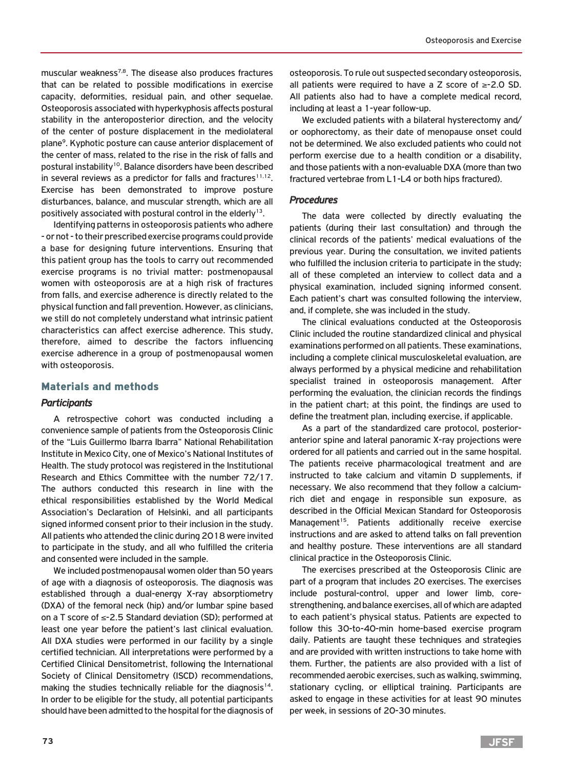muscular weakness[7,8]. The disease also produces fractures that can be related to possible modifications in exercise capacity, deformities, residual pain, and other sequelae. Osteoporosis associated with hyperkyphosis affects postural stability in the anteroposterior direction, and the velocity of the center of posture displacement in the mediolateral plane[9]. Kyphotic posture can cause anterior displacement of the center of mass, related to the rise in the risk of falls and postural instability[10]. Balance disorders have been described in several reviews as a predictor for falls and fractures[11,12]. Exercise has been demonstrated to improve posture disturbances, balance, and muscular strength, which are all positively associated with postural control in the elderly[13].

Identifying patterns in osteoporosis patients who adhere - or not - to their prescribed exercise programs could provide a base for designing future interventions. Ensuring that this patient group has the tools to carry out recommended exercise programs is no trivial matter: postmenopausal women with osteoporosis are at a high risk of fractures from falls, and exercise adherence is directly related to the physical function and fall prevention. However, as clinicians, we still do not completely understand what intrinsic patient characteristics can affect exercise adherence. This study, therefore, aimed to describe the factors influencing exercise adherence in a group of postmenopausal women with osteoporosis.

## Materials and methods

### *Participants*

A retrospective cohort was conducted including a convenience sample of patients from the Osteoporosis Clinic of the "Luis Guillermo Ibarra Ibarra" National Rehabilitation Institute in Mexico City, one of Mexico's National Institutes of Health. The study protocol was registered in the Institutional Research and Ethics Committee with the number 72/17. The authors conducted this research in line with the ethical responsibilities established by the World Medical Association's Declaration of Helsinki, and all participants signed informed consent prior to their inclusion in the study. All patients who attended the clinic during 2018 were invited to participate in the study, and all who fulfilled the criteria and consented were included in the sample.

We included postmenopausal women older than 50 years of age with a diagnosis of osteoporosis. The diagnosis was established through a dual-energy X-ray absorptiometry (DXA) of the femoral neck (hip) and/or lumbar spine based on a T score of ≤-2.5 Standard deviation (SD); performed at least one year before the patient's last clinical evaluation. All DXA studies were performed in our facility by a single certified technician. All interpretations were performed by a Certified Clinical Densitometrist, following the International Society of Clinical Densitometry (ISCD) recommendations, making the studies technically reliable for the diagnosis[14]. In order to be eligible for the study, all potential participants should have been admitted to the hospital for the diagnosis of osteoporosis. To rule out suspected secondary osteoporosis, all patients were required to have a Z score of ≥-2.0 SD. All patients also had to have a complete medical record, including at least a 1-year follow-up.

We excluded patients with a bilateral hysterectomy and/or oophorectomy, as their date of menopause onset could not be determined. We also excluded patients who could not perform exercise due to a health condition or a disability, and those patients with a non-evaluable DXA (more than two fractured vertebrae from L1-L4 or both hips fractured).

### *Procedures*

The data were collected by directly evaluating the patients (during their last consultation) and through the clinical records of the patients' medical evaluations of the previous year. During the consultation, we invited patients who fulfilled the inclusion criteria to participate in the study; all of these completed an interview to collect data and a physical examination, included signing informed consent. Each patient's chart was consulted following the interview, and, if complete, she was included in the study.

The clinical evaluations conducted at the Osteoporosis Clinic included the routine standardized clinical and physical examinations performed on all patients. These examinations, including a complete clinical musculoskeletal evaluation, are always performed by a physical medicine and rehabilitation specialist trained in osteoporosis management. After performing the evaluation, the clinician records the findings in the patient chart; at this point, the findings are used to define the treatment plan, including exercise, if applicable.

As a part of the standardized care protocol, posterior-anterior spine and lateral panoramic X-ray projections were ordered for all patients and carried out in the same hospital. The patients receive pharmacological treatment and are instructed to take calcium and vitamin D supplements, if necessary. We also recommend that they follow a calcium-rich diet and engage in responsible sun exposure, as described in the Official Mexican Standard for Osteoporosis Management[15]. Patients additionally receive exercise instructions and are asked to attend talks on fall prevention and healthy posture. These interventions are all standard clinical practice in the Osteoporosis Clinic.

The exercises prescribed at the Osteoporosis Clinic are part of a program that includes 20 exercises. The exercises include postural-control, upper and lower limb, core-strengthening, and balance exercises, all of which are adapted to each patient's physical status. Patients are expected to follow this 30-to-40-min home-based exercise program daily. Patients are taught these techniques and strategies and are provided with written instructions to take home with them. Further, the patients are also provided with a list of recommended aerobic exercises, such as walking, swimming, stationary cycling, or elliptical training. Participants are asked to engage in these activities for at least 90 minutes per week, in sessions of 20-30 minutes.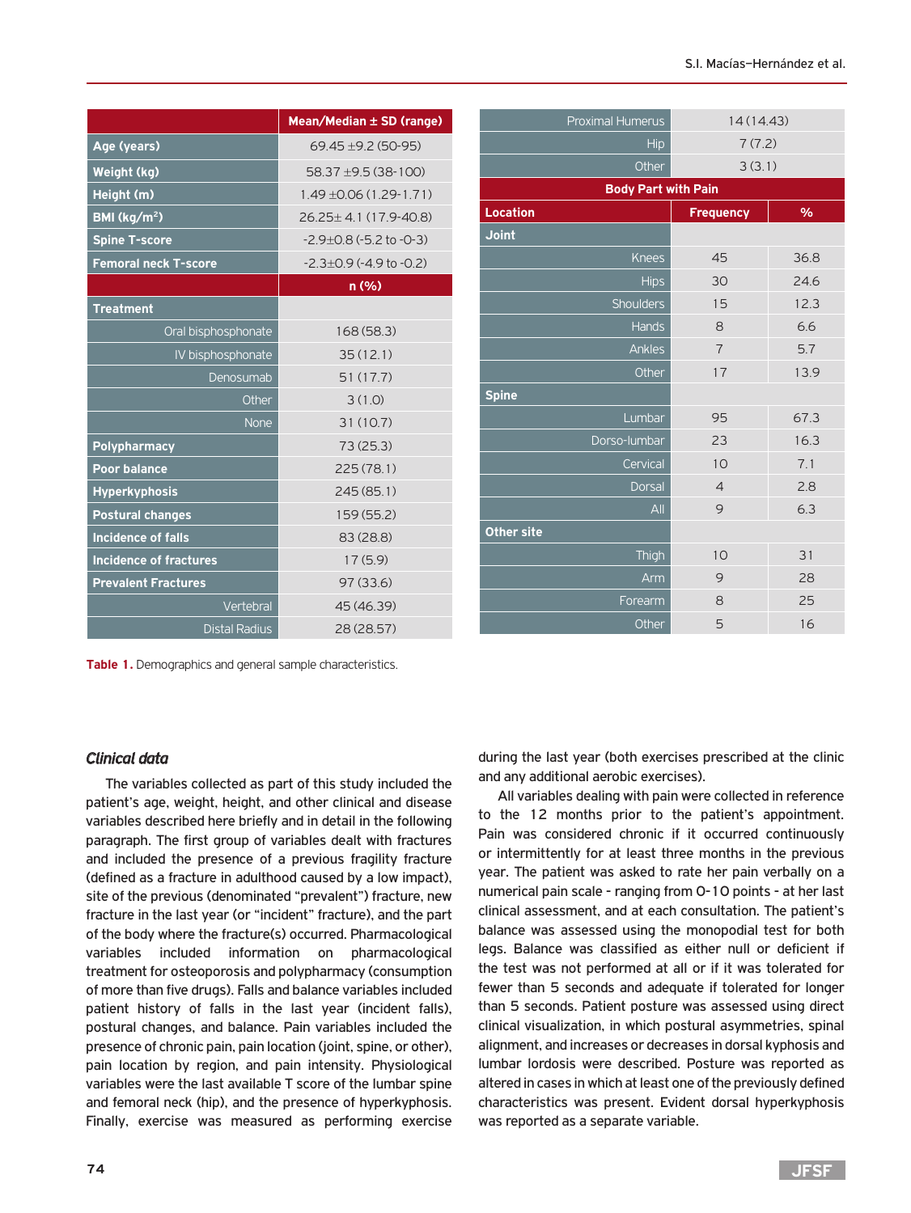| | Mean/Median ± SD (range) |
|---|---|
| **Age (years)** | 69.45 ±9.2 (50-95) |
| **Weight (kg)** | 58.37 ±9.5 (38-100) |
| **Height (m)** | 1.49 ±0.06 (1.29-1.71) |
| **BMI (kg/m²)** | 26.25± 4.1 (17.9-40.8) |
| **Spine T-score** | -2.9±0.8 (-5.2 to -0-3) |
| **Femoral neck T-score** | -2.3±0.9 (-4.9 to -0.2) |
| | **n (%)** |
| **Treatment** | |
| Oral bisphosphonate | 168 (58.3) |
| IV bisphosphonate | 35 (12.1) |
| Denosumab | 51 (17.7) |
| Other | 3 (1.0) |
| None | 31 (10.7) |
| **Polypharmacy** | 73 (25.3) |
| **Poor balance** | 225 (78.1) |
| **Hyperkyphosis** | 245 (85.1) |
| **Postural changes** | 159 (55.2) |
| **Incidence of falls** | 83 (28.8) |
| **Incidence of fractures** | 17 (5.9) |
| **Prevalent Fractures** | 97 (33.6) |
| Vertebral | 45 (46.39) |
| Distal Radius | 28 (28.57) |
| Proximal Humerus | 14 (14.43) |
| Hip | 7 (7.2) |
| Other | 3 (3.1) |

| Body Part with Pain | | |
|---|---|---|
| **Location** | **Frequency** | **%** |
| **Joint** | | |
| Knees | 45 | 36.8 |
| Hips | 30 | 24.6 |
| Shoulders | 15 | 12.3 |
| Hands | 8 | 6.6 |
| Ankles | 7 | 5.7 |
| Other | 17 | 13.9 |
| **Spine** | | |
| Lumbar | 95 | 67.3 |
| Dorso-lumbar | 23 | 16.3 |
| Cervical | 10 | 7.1 |
| Dorsal | 4 | 2.8 |
| All | 9 | 6.3 |
| **Other site** | | |
| Thigh | 10 | 31 |
| Arm | 9 | 28 |
| Forearm | 8 | 25 |
| Other | 5 | 16 |

**Table 1.** Demographics and general sample characteristics.

### *Clinical data*

The variables collected as part of this study included the patient's age, weight, height, and other clinical and disease variables described here briefly and in detail in the following paragraph. The first group of variables dealt with fractures and included the presence of a previous fragility fracture (defined as a fracture in adulthood caused by a low impact), site of the previous (denominated "prevalent") fracture, new fracture in the last year (or "incident" fracture), and the part of the body where the fracture(s) occurred. Pharmacological variables included information on pharmacological treatment for osteoporosis and polypharmacy (consumption of more than five drugs). Falls and balance variables included patient history of falls in the last year (incident falls), postural changes, and balance. Pain variables included the presence of chronic pain, pain location (joint, spine, or other), pain location by region, and pain intensity. Physiological variables were the last available T score of the lumbar spine and femoral neck (hip), and the presence of hyperkyphosis. Finally, exercise was measured as performing exercise during the last year (both exercises prescribed at the clinic and any additional aerobic exercises).

All variables dealing with pain were collected in reference to the 12 months prior to the patient's appointment. Pain was considered chronic if it occurred continuously or intermittently for at least three months in the previous year. The patient was asked to rate her pain verbally on a numerical pain scale - ranging from 0-10 points - at her last clinical assessment, and at each consultation. The patient's balance was assessed using the monopodial test for both legs. Balance was classified as either null or deficient if the test was not performed at all or if it was tolerated for fewer than 5 seconds and adequate if tolerated for longer than 5 seconds. Patient posture was assessed using direct clinical visualization, in which postural asymmetries, spinal alignment, and increases or decreases in dorsal kyphosis and lumbar lordosis were described. Posture was reported as altered in cases in which at least one of the previously defined characteristics was present. Evident dorsal hyperkyphosis was reported as a separate variable.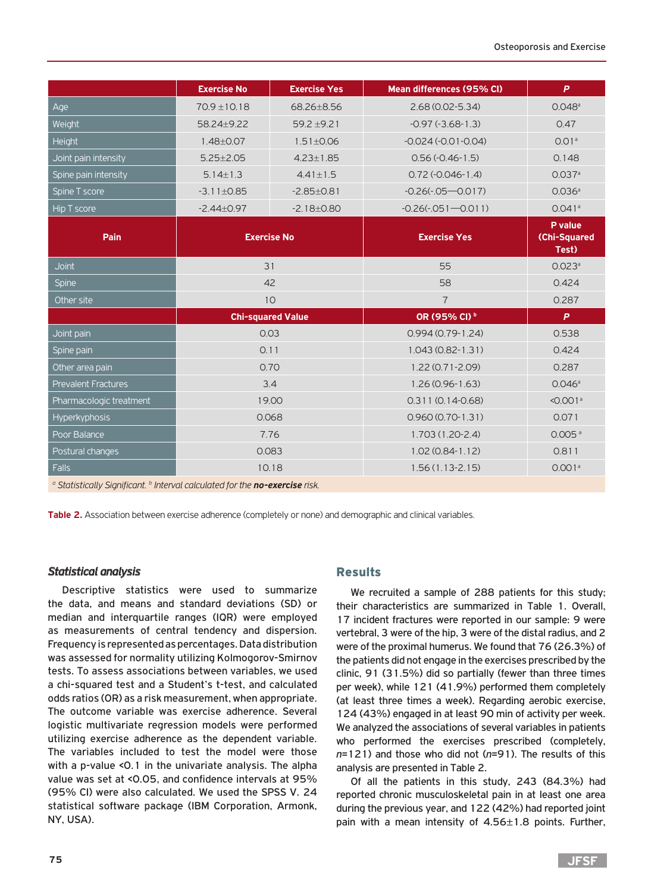| | Exercise No | Exercise Yes | Mean differences (95% CI) | *P* |
|---|---|---|---|---|
| Age | 70.9 ±10.18 | 68.26±8.56 | 2.68 (0.02-5.34) | 0.048[a] |
| Weight | 58.24±9.22 | 59.2 ±9.21 | -0.97 (-3.68-1.3) | 0.47 |
| Height | 1.48±0.07 | 1.51±0.06 | -0.024 (-0.01-0.04) | 0.01[a] |
| Joint pain intensity | 5.25±2.05 | 4.23±1.85 | 0.56 (-0.46-1.5) | 0.148 |
| Spine pain intensity | 5.14±1.3 | 4.41±1.5 | 0.72 (-0.046-1.4) | 0.037[a] |
| Spine T score | -3.11±0.85 | -2.85±0.81 | -0.26(-.05—0.017) | 0.036[a] |
| Hip T score | -2.44±0.97 | -2.18±0.80 | -0.26(-.051—0.011) | 0.041[a] |
| **Pain** | **Exercise No** | **Exercise Yes** | | **P value (Chi-Squared Test)** |
| Joint | 31 | 55 | | 0.023[a] |
| Spine | 42 | 58 | | 0.424 |
| Other site | 10 | 7 | | 0.287 |
| | **Chi-squared Value** | **OR (95% CI)[b]** | | ***P*** |
| Joint pain | 0.03 | 0.994 (0.79-1.24) | | 0.538 |
| Spine pain | 0.11 | 1.043 (0.82-1.31) | | 0.424 |
| Other area pain | 0.70 | 1.22 (0.71-2.09) | | 0.287 |
| Prevalent Fractures | 3.4 | 1.26 (0.96-1.63) | | 0.046[a] |
| Pharmacologic treatment | 19.00 | 0.311 (0.14-0.68) | | <0.001[a] |
| Hyperkyphosis | 0.068 | 0.960 (0.70-1.31) | | 0.071 |
| Poor Balance | 7.76 | 1.703 (1.20-2.4) | | 0.005[a] |
| Postural changes | 0.083 | 1.02 (0.84-1.12) | | 0.811 |
| Falls | 10.18 | 1.56 (1.13-2.15) | | 0.001[a] |

*[a] Statistically Significant. [b] Interval calculated for the* ***no-exercise*** *risk.*

**Table 2.** Association between exercise adherence (completely or none) and demographic and clinical variables.

### *Statistical analysis*

Descriptive statistics were used to summarize the data, and means and standard deviations (SD) or median and interquartile ranges (IQR) were employed as measurements of central tendency and dispersion. Frequency is represented as percentages. Data distribution was assessed for normality utilizing Kolmogorov-Smirnov tests. To assess associations between variables, we used a chi-squared test and a Student's t-test, and calculated odds ratios (OR) as a risk measurement, when appropriate. The outcome variable was exercise adherence. Several logistic multivariate regression models were performed utilizing exercise adherence as the dependent variable. The variables included to test the model were those with a p-value <0.1 in the univariate analysis. The alpha value was set at <0.05, and confidence intervals at 95% (95% CI) were also calculated. We used the SPSS V. 24 statistical software package (IBM Corporation, Armonk, NY, USA).

## Results

We recruited a sample of 288 patients for this study; their characteristics are summarized in Table 1. Overall, 17 incident fractures were reported in our sample: 9 were vertebral, 3 were of the hip, 3 were of the distal radius, and 2 were of the proximal humerus. We found that 76 (26.3%) of the patients did not engage in the exercises prescribed by the clinic, 91 (31.5%) did so partially (fewer than three times per week), while 121 (41.9%) performed them completely (at least three times a week). Regarding aerobic exercise, 124 (43%) engaged in at least 90 min of activity per week. We analyzed the associations of several variables in patients who performed the exercises prescribed (completely, *n*=121) and those who did not (*n*=91). The results of this analysis are presented in Table 2.

Of all the patients in this study, 243 (84.3%) had reported chronic musculoskeletal pain in at least one area during the previous year, and 122 (42%) had reported joint pain with a mean intensity of 4.56±1.8 points. Further,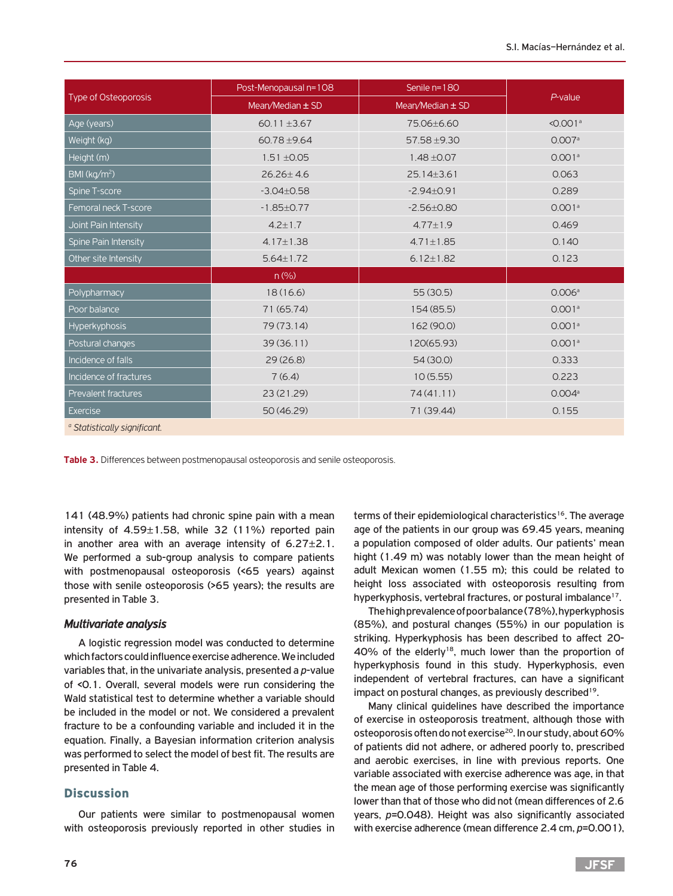| Type of Osteoporosis | Post-Menopausal n=108 | Senile n=180 | P-value |
|---|---|---|---|
| | Mean/Median ± SD | Mean/Median ± SD | |
| Age (years) | 60.11 ±3.67 | 75.06±6.60 | <0.001[a] |
| Weight (kg) | 60.78 ±9.64 | 57.58 ±9.30 | 0.007[a] |
| Height (m) | 1.51 ±0.05 | 1.48 ±0.07 | 0.001[a] |
| BMI (kg/m$^2$) | 26.26± 4.6 | 25.14±3.61 | 0.063 |
| Spine T-score | -3.04±0.58 | -2.94±0.91 | 0.289 |
| Femoral neck T-score | -1.85±0.77 | -2.56±0.80 | 0.001[a] |
| Joint Pain Intensity | 4.2±1.7 | 4.77±1.9 | 0.469 |
| Spine Pain Intensity | 4.17±1.38 | 4.71±1.85 | 0.140 |
| Other site Intensity | 5.64±1.72 | 6.12±1.82 | 0.123 |
| | n (%) | | |
| Polypharmacy | 18 (16.6) | 55 (30.5) | 0.006[a] |
| Poor balance | 71 (65.74) | 154 (85.5) | 0.001[a] |
| Hyperkyphosis | 79 (73.14) | 162 (90.0) | 0.001[a] |
| Postural changes | 39 (36.11) | 120(65.93) | 0.001[a] |
| Incidence of falls | 29 (26.8) | 54 (30.0) | 0.333 |
| Incidence of fractures | 7 (6.4) | 10 (5.55) | 0.223 |
| Prevalent fractures | 23 (21.29) | 74 (41.11) | 0.004[a] |
| Exercise | 50 (46.29) | 71 (39.44) | 0.155 |

[a] *Statistically significant.*

**Table 3.** Differences between postmenopausal osteoporosis and senile osteoporosis.

141 (48.9%) patients had chronic spine pain with a mean intensity of 4.59±1.58, while 32 (11%) reported pain in another area with an average intensity of 6.27±2.1. We performed a sub-group analysis to compare patients with postmenopausal osteoporosis (<65 years) against those with senile osteoporosis (>65 years); the results are presented in Table 3.

### *Multivariate analysis*

A logistic regression model was conducted to determine which factors could influence exercise adherence. We included variables that, in the univariate analysis, presented a *p*-value of <0.1. Overall, several models were run considering the Wald statistical test to determine whether a variable should be included in the model or not. We considered a prevalent fracture to be a confounding variable and included it in the equation. Finally, a Bayesian information criterion analysis was performed to select the model of best fit. The results are presented in Table 4.

## Discussion

Our patients were similar to postmenopausal women with osteoporosis previously reported in other studies in terms of their epidemiological characteristics[16]. The average age of the patients in our group was 69.45 years, meaning a population composed of older adults. Our patients' mean hight (1.49 m) was notably lower than the mean height of adult Mexican women (1.55 m); this could be related to height loss associated with osteoporosis resulting from hyperkyphosis, vertebral fractures, or postural imbalance[17].

The high prevalence of poor balance (78%), hyperkyphosis (85%), and postural changes (55%) in our population is striking. Hyperkyphosis has been described to affect 20-40% of the elderly[18], much lower than the proportion of hyperkyphosis found in this study. Hyperkyphosis, even independent of vertebral fractures, can have a significant impact on postural changes, as previously described[19].

Many clinical guidelines have described the importance of exercise in osteoporosis treatment, although those with osteoporosis often do not exercise[20]. In our study, about 60% of patients did not adhere, or adhered poorly to, prescribed and aerobic exercises, in line with previous reports. One variable associated with exercise adherence was age, in that the mean age of those performing exercise was significantly lower than that of those who did not (mean differences of 2.6 years, *p*=0.048). Height was also significantly associated with exercise adherence (mean difference 2.4 cm, *p*=0.001),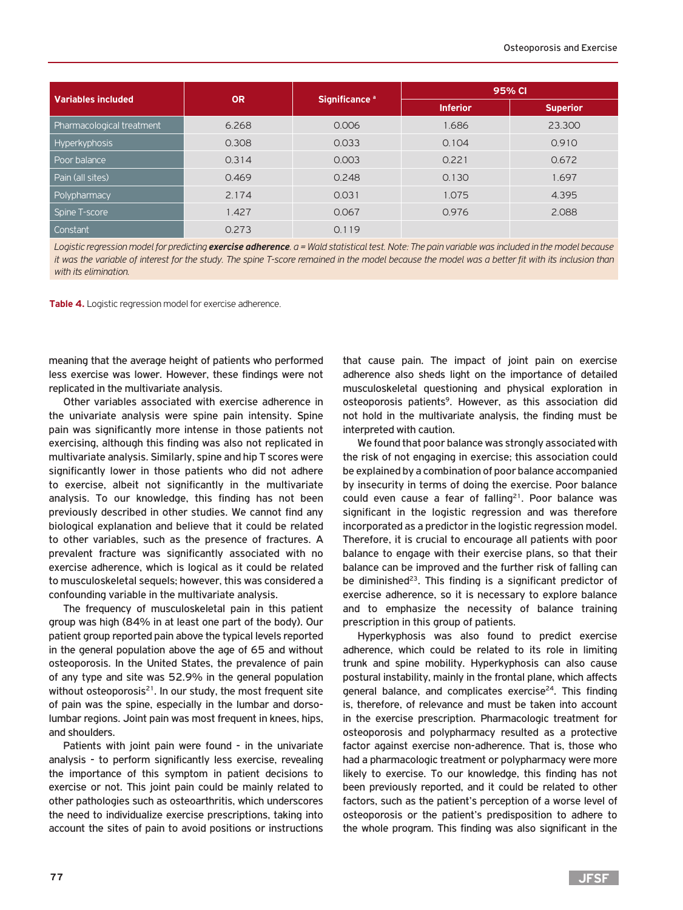| Variables included | OR | Significance [a] | 95% CI | |
|---|---|---|---|---|
| | | | Inferior | Superior |
| Pharmacological treatment | 6.268 | 0.006 | 1.686 | 23.300 |
| Hyperkyphosis | 0.308 | 0.033 | 0.104 | 0.910 |
| Poor balance | 0.314 | 0.003 | 0.221 | 0.672 |
| Pain (all sites) | 0.469 | 0.248 | 0.130 | 1.697 |
| Polypharmacy | 2.174 | 0.031 | 1.075 | 4.395 |
| Spine T-score | 1.427 | 0.067 | 0.976 | 2.088 |
| Constant | 0.273 | 0.119 | | |

*Logistic regression model for predicting **exercise adherence**. a = Wald statistical test. Note: The pain variable was included in the model because it was the variable of interest for the study. The spine T-score remained in the model because the model was a better fit with its inclusion than with its elimination.*

**Table 4.** Logistic regression model for exercise adherence.

meaning that the average height of patients who performed less exercise was lower. However, these findings were not replicated in the multivariate analysis.

Other variables associated with exercise adherence in the univariate analysis were spine pain intensity. Spine pain was significantly more intense in those patients not exercising, although this finding was also not replicated in multivariate analysis. Similarly, spine and hip T scores were significantly lower in those patients who did not adhere to exercise, albeit not significantly in the multivariate analysis. To our knowledge, this finding has not been previously described in other studies. We cannot find any biological explanation and believe that it could be related to other variables, such as the presence of fractures. A prevalent fracture was significantly associated with no exercise adherence, which is logical as it could be related to musculoskeletal sequels; however, this was considered a confounding variable in the multivariate analysis.

The frequency of musculoskeletal pain in this patient group was high (84% in at least one part of the body). Our patient group reported pain above the typical levels reported in the general population above the age of 65 and without osteoporosis. In the United States, the prevalence of pain of any type and site was 52.9% in the general population without osteoporosis[21]. In our study, the most frequent site of pain was the spine, especially in the lumbar and dorso-lumbar regions. Joint pain was most frequent in knees, hips, and shoulders.

Patients with joint pain were found - in the univariate analysis - to perform significantly less exercise, revealing the importance of this symptom in patient decisions to exercise or not. This joint pain could be mainly related to other pathologies such as osteoarthritis, which underscores the need to individualize exercise prescriptions, taking into account the sites of pain to avoid positions or instructions that cause pain. The impact of joint pain on exercise adherence also sheds light on the importance of detailed musculoskeletal questioning and physical exploration in osteoporosis patients[9]. However, as this association did not hold in the multivariate analysis, the finding must be interpreted with caution.

We found that poor balance was strongly associated with the risk of not engaging in exercise; this association could be explained by a combination of poor balance accompanied by insecurity in terms of doing the exercise. Poor balance could even cause a fear of falling[21]. Poor balance was significant in the logistic regression and was therefore incorporated as a predictor in the logistic regression model. Therefore, it is crucial to encourage all patients with poor balance to engage with their exercise plans, so that their balance can be improved and the further risk of falling can be diminished[23]. This finding is a significant predictor of exercise adherence, so it is necessary to explore balance and to emphasize the necessity of balance training prescription in this group of patients.

Hyperkyphosis was also found to predict exercise adherence, which could be related to its role in limiting trunk and spine mobility. Hyperkyphosis can also cause postural instability, mainly in the frontal plane, which affects general balance, and complicates exercise[24]. This finding is, therefore, of relevance and must be taken into account in the exercise prescription. Pharmacologic treatment for osteoporosis and polypharmacy resulted as a protective factor against exercise non-adherence. That is, those who had a pharmacologic treatment or polypharmacy were more likely to exercise. To our knowledge, this finding has not been previously reported, and it could be related to other factors, such as the patient's perception of a worse level of osteoporosis or the patient's predisposition to adhere to the whole program. This finding was also significant in the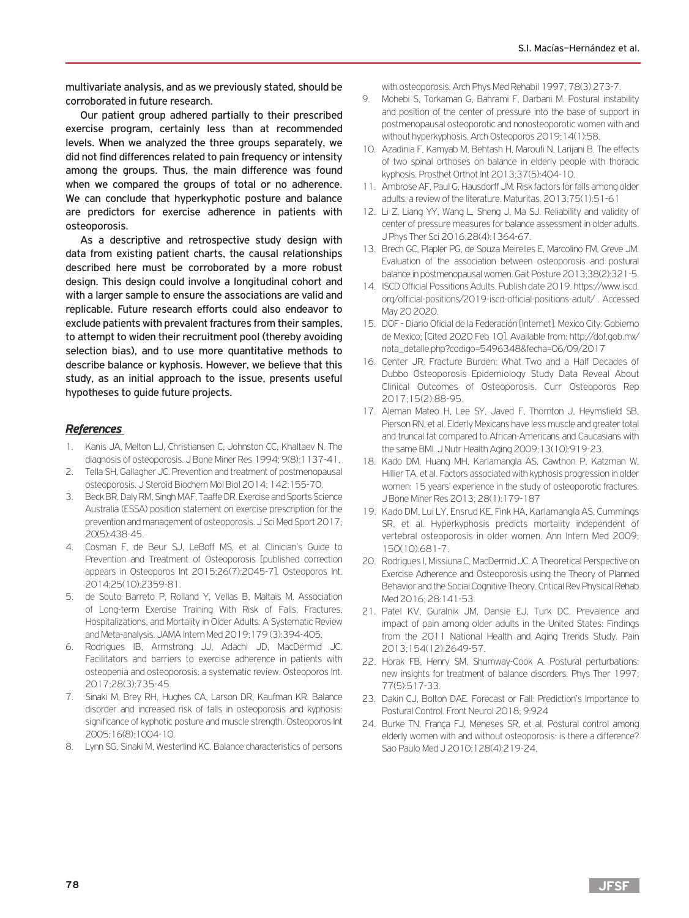multivariate analysis, and as we previously stated, should be corroborated in future research.

Our patient group adhered partially to their prescribed exercise program, certainly less than at recommended levels. When we analyzed the three groups separately, we did not find differences related to pain frequency or intensity among the groups. Thus, the main difference was found when we compared the groups of total or no adherence. We can conclude that hyperkyphotic posture and balance are predictors for exercise adherence in patients with osteoporosis.

As a descriptive and retrospective study design with data from existing patient charts, the causal relationships described here must be corroborated by a more robust design. This design could involve a longitudinal cohort and with a larger sample to ensure the associations are valid and replicable. Future research efforts could also endeavor to exclude patients with prevalent fractures from their samples, to attempt to widen their recruitment pool (thereby avoiding selection bias), and to use more quantitative methods to describe balance or kyphosis. However, we believe that this study, as an initial approach to the issue, presents useful hypotheses to guide future projects.

## References

1. Kanis JA, Melton LJ, Christiansen C, Johnston CC, Khaltaev N. The diagnosis of osteoporosis. J Bone Miner Res 1994; 9(8):1137-41.
2. Tella SH, Gallagher JC. Prevention and treatment of postmenopausal osteoporosis. J Steroid Biochem Mol Biol 2014; 142:155-70.
3. Beck BR, Daly RM, Singh MAF, Taaffe DR. Exercise and Sports Science Australia (ESSA) position statement on exercise prescription for the prevention and management of osteoporosis. J Sci Med Sport 2017; 20(5):438-45.
4. Cosman F, de Beur SJ, LeBoff MS, et al. Clinician's Guide to Prevention and Treatment of Osteoporosis [published correction appears in Osteoporos Int 2015;26(7):2045-7]. Osteoporos Int. 2014;25(10):2359-81.
5. de Souto Barreto P, Rolland Y, Vellas B, Maltais M. Association of Long-term Exercise Training With Risk of Falls, Fractures, Hospitalizations, and Mortality in Older Adults: A Systematic Review and Meta-analysis. JAMA Intern Med 2019;179 (3):394-405.
6. Rodrigues IB, Armstrong JJ, Adachi JD, MacDermid JC. Facilitators and barriers to exercise adherence in patients with osteopenia and osteoporosis: a systematic review. Osteoporos Int. 2017;28(3):735-45.
7. Sinaki M, Brey RH, Hughes CA, Larson DR, Kaufman KR. Balance disorder and increased risk of falls in osteoporosis and kyphosis: significance of kyphotic posture and muscle strength. Osteoporos Int 2005;16(8):1004-10.
8. Lynn SG, Sinaki M, Westerlind KC. Balance characteristics of persons with osteoporosis. Arch Phys Med Rehabil 1997; 78(3):273-7.
9. Mohebi S, Torkaman G, Bahrami F, Darbani M. Postural instability and position of the center of pressure into the base of support in postmenopausal osteoporotic and nonosteoporotic women with and without hyperkyphosis. Arch Osteoporos 2019;14(1):58.
10. Azadinia F, Kamyab M, Behtash H, Maroufi N, Larijani B. The effects of two spinal orthoses on balance in elderly people with thoracic kyphosis. Prosthet Orthot Int 2013;37(5):404-10.
11. Ambrose AF, Paul G, Hausdorff JM. Risk factors for falls among older adults: a review of the literature. Maturitas. 2013;75(1):51-61
12. Li Z, Liang YY, Wang L, Sheng J, Ma SJ. Reliability and validity of center of pressure measures for balance assessment in older adults. J Phys Ther Sci 2016;28(4):1364-67.
13. Brech GC, Plapler PG, de Souza Meirelles E, Marcolino FM, Greve JM. Evaluation of the association between osteoporosis and postural balance in postmenopausal women. Gait Posture 2013;38(2):321-5.
14. ISCD Official Possitions Adults. Publish date 2019. https://www.iscd.org/official-positions/2019-iscd-official-positions-adult/ . Accessed May 20 2020.
15. DOF - Diario Oficial de la Federación [Internet]. Mexico City: Gobierno de Mexico; [Cited 2020 Feb 10]. Available from: http://dof.gob.mx/nota_detalle.php?codigo=5496348&fecha=06/09/2017
16. Center JR. Fracture Burden: What Two and a Half Decades of Dubbo Osteoporosis Epidemiology Study Data Reveal About Clinical Outcomes of Osteoporosis. Curr Osteoporos Rep 2017;15(2):88-95.
17. Aleman Mateo H, Lee SY, Javed F, Thornton J, Heymsfield SB, Pierson RN, et al. Elderly Mexicans have less muscle and greater total and truncal fat compared to African-Americans and Caucasians with the same BMI. J Nutr Health Aging 2009;13(10):919-23.
18. Kado DM, Huang MH, Karlamangla AS, Cawthon P, Katzman W, Hillier TA, et al. Factors associated with kyphosis progression in older women: 15 years' experience in the study of osteoporotic fractures. J Bone Miner Res 2013; 28(1):179-187
19. Kado DM, Lui LY, Ensrud KE, Fink HA, Karlamangla AS, Cummings SR, et al. Hyperkyphosis predicts mortality independent of vertebral osteoporosis in older women. Ann Intern Med 2009; 150(10):681-7.
20. Rodrigues I, Missiuna C, MacDermid JC. A Theoretical Perspective on Exercise Adherence and Osteoporosis using the Theory of Planned Behavior and the Social Cognitive Theory. Critical Rev Physical Rehab Med 2016; 28:141-53.
21. Patel KV, Guralnik JM, Dansie EJ, Turk DC. Prevalence and impact of pain among older adults in the United States: Findings from the 2011 National Health and Aging Trends Study. Pain 2013;154(12):2649-57.
22. Horak FB, Henry SM, Shumway-Cook A. Postural perturbations: new insights for treatment of balance disorders. Phys Ther 1997; 77(5):517-33.
23. Dakin CJ, Bolton DAE. Forecast or Fall: Prediction's Importance to Postural Control. Front Neurol 2018; 9:924
24. Burke TN, França FJ, Meneses SR, et al. Postural control among elderly women with and without osteoporosis: is there a difference? Sao Paulo Med J 2010;128(4):219-24.